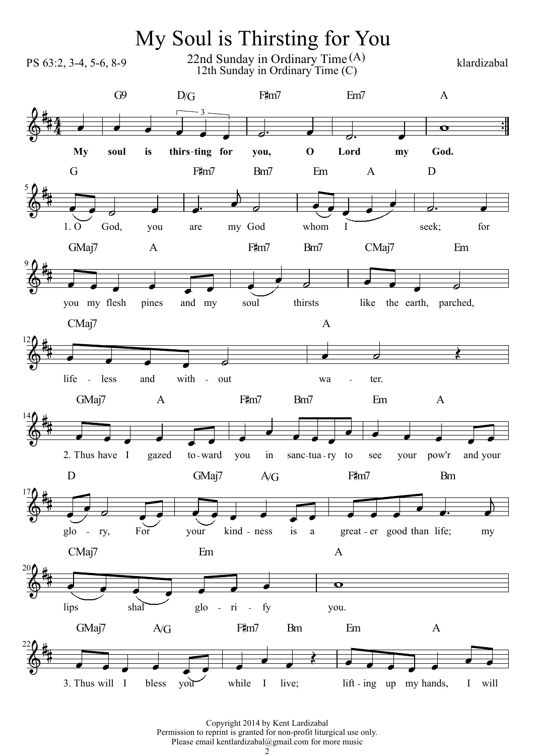# My Soul is Thirsting for You

PS 63:2, 3-4, 5-6, 8-9

22nd Sunday in Ordinary Time (A)
12th Sunday in Ordinary Time (C)

klardizabal

My soul is thirs-ting for you, O Lord my God.

1. O God, you are my God whom I seek; for you my flesh pines and my soul thirsts like the earth, parched, life-less and with-out wa-ter.

2. Thus have I gazed to-ward you in sanc-tua-ry to see your pow'r and your glo-ry, For your kind-ness is a great-er good than life; my lips shal glo-ri-fy you.

3. Thus will I bless you while I live; lift-ing up my hands, I will

Copyright 2014 by Kent Lardizabal
Permission to reprint is granted for non-profit liturgical use only.
Please email kentlardizabal@gmail.com for more music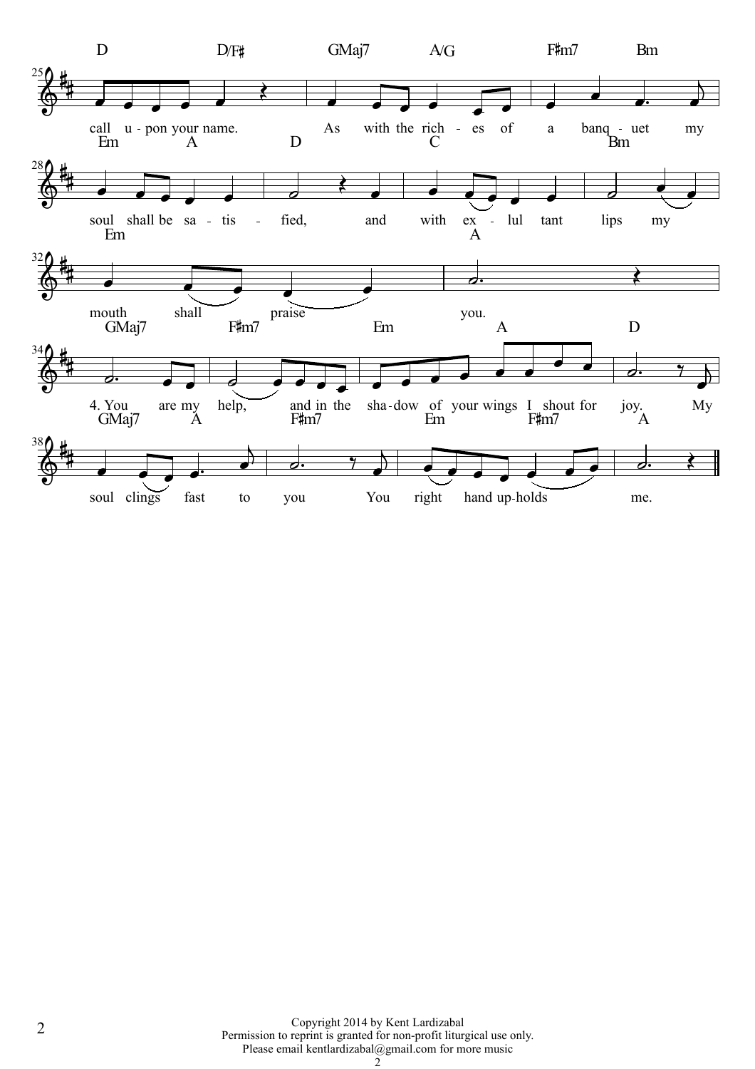D D/F♯ GMaj7 A/G F♯m7 Bm

call u - pon your name. As with the rich - es of a banq - uet my

Em A D C Bm

soul shall be sa - tis - fied, and with ex - lul tant lips my

Em A

mouth shall praise you.

GMaj7 F♯m7 Em A D

4. You are my help, and in the sha - dow of your wings I shout for joy. My

GMaj7 A F♯m7 Em F♯m7 A

soul clings fast to you You right hand up-holds me.

Copyright 2014 by Kent Lardizabal
Permission to reprint is granted for non-profit liturgical use only.
Please email kentlardizabal@gmail.com for more music